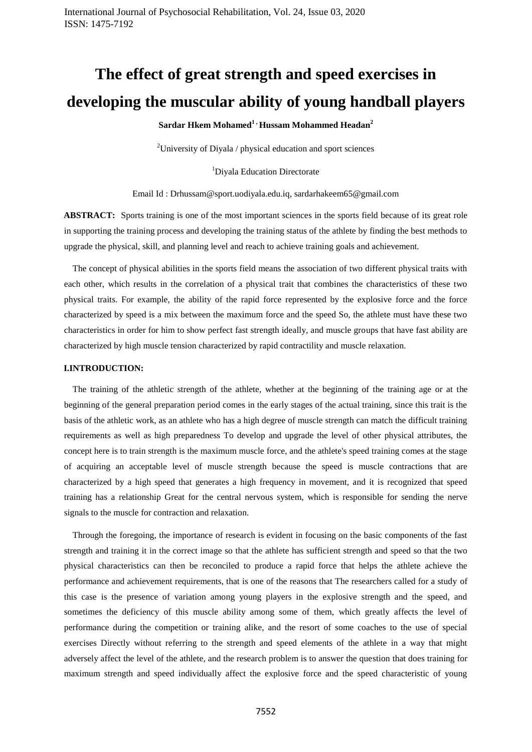# The effect of great strength and speed exercises in developing the muscular ability of young handball players

**Sardar Hkem Mohamed[1] , Hussam Mohammed Headan[2]**

[2]University of Diyala / physical education and sport sciences

[1]Diyala Education Directorate

Email Id : Drhussam@sport.uodiyala.edu.iq, sardarhakeem65@gmail.com

**ABSTRACT:** Sports training is one of the most important sciences in the sports field because of its great role in supporting the training process and developing the training status of the athlete by finding the best methods to upgrade the physical, skill, and planning level and reach to achieve training goals and achievement.

The concept of physical abilities in the sports field means the association of two different physical traits with each other, which results in the correlation of a physical trait that combines the characteristics of these two physical traits. For example, the ability of the rapid force represented by the explosive force and the force characterized by speed is a mix between the maximum force and the speed So, the athlete must have these two characteristics in order for him to show perfect fast strength ideally, and muscle groups that have fast ability are characterized by high muscle tension characterized by rapid contractility and muscle relaxation.

## I.INTRODUCTION:

The training of the athletic strength of the athlete, whether at the beginning of the training age or at the beginning of the general preparation period comes in the early stages of the actual training, since this trait is the basis of the athletic work, as an athlete who has a high degree of muscle strength can match the difficult training requirements as well as high preparedness To develop and upgrade the level of other physical attributes, the concept here is to train strength is the maximum muscle force, and the athlete's speed training comes at the stage of acquiring an acceptable level of muscle strength because the speed is muscle contractions that are characterized by a high speed that generates a high frequency in movement, and it is recognized that speed training has a relationship Great for the central nervous system, which is responsible for sending the nerve signals to the muscle for contraction and relaxation.

Through the foregoing, the importance of research is evident in focusing on the basic components of the fast strength and training it in the correct image so that the athlete has sufficient strength and speed so that the two physical characteristics can then be reconciled to produce a rapid force that helps the athlete achieve the performance and achievement requirements, that is one of the reasons that The researchers called for a study of this case is the presence of variation among young players in the explosive strength and the speed, and sometimes the deficiency of this muscle ability among some of them, which greatly affects the level of performance during the competition or training alike, and the resort of some coaches to the use of special exercises Directly without referring to the strength and speed elements of the athlete in a way that might adversely affect the level of the athlete, and the research problem is to answer the question that does training for maximum strength and speed individually affect the explosive force and the speed characteristic of young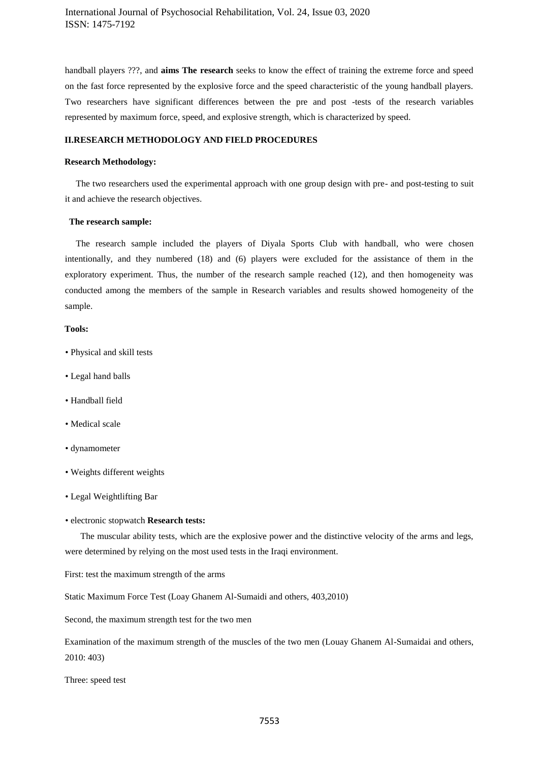handball players ???, and **aims The research** seeks to know the effect of training the extreme force and speed on the fast force represented by the explosive force and the speed characteristic of the young handball players. Two researchers have significant differences between the pre and post -tests of the research variables represented by maximum force, speed, and explosive strength, which is characterized by speed.

## II.RESEARCH METHODOLOGY AND FIELD PROCEDURES

### Research Methodology:

The two researchers used the experimental approach with one group design with pre- and post-testing to suit it and achieve the research objectives.

### The research sample:

The research sample included the players of Diyala Sports Club with handball, who were chosen intentionally, and they numbered (18) and (6) players were excluded for the assistance of them in the exploratory experiment. Thus, the number of the research sample reached (12), and then homogeneity was conducted among the members of the sample in Research variables and results showed homogeneity of the sample.

### Tools:

- Physical and skill tests
- Legal hand balls
- Handball field
- Medical scale
- dynamometer
- Weights different weights
- Legal Weightlifting Bar
- electronic stopwatch **Research tests:**

The muscular ability tests, which are the explosive power and the distinctive velocity of the arms and legs, were determined by relying on the most used tests in the Iraqi environment.

First: test the maximum strength of the arms

Static Maximum Force Test (Loay Ghanem Al-Sumaidi and others, 403,2010)

Second, the maximum strength test for the two men

Examination of the maximum strength of the muscles of the two men (Louay Ghanem Al-Sumaidai and others, 2010: 403)

Three: speed test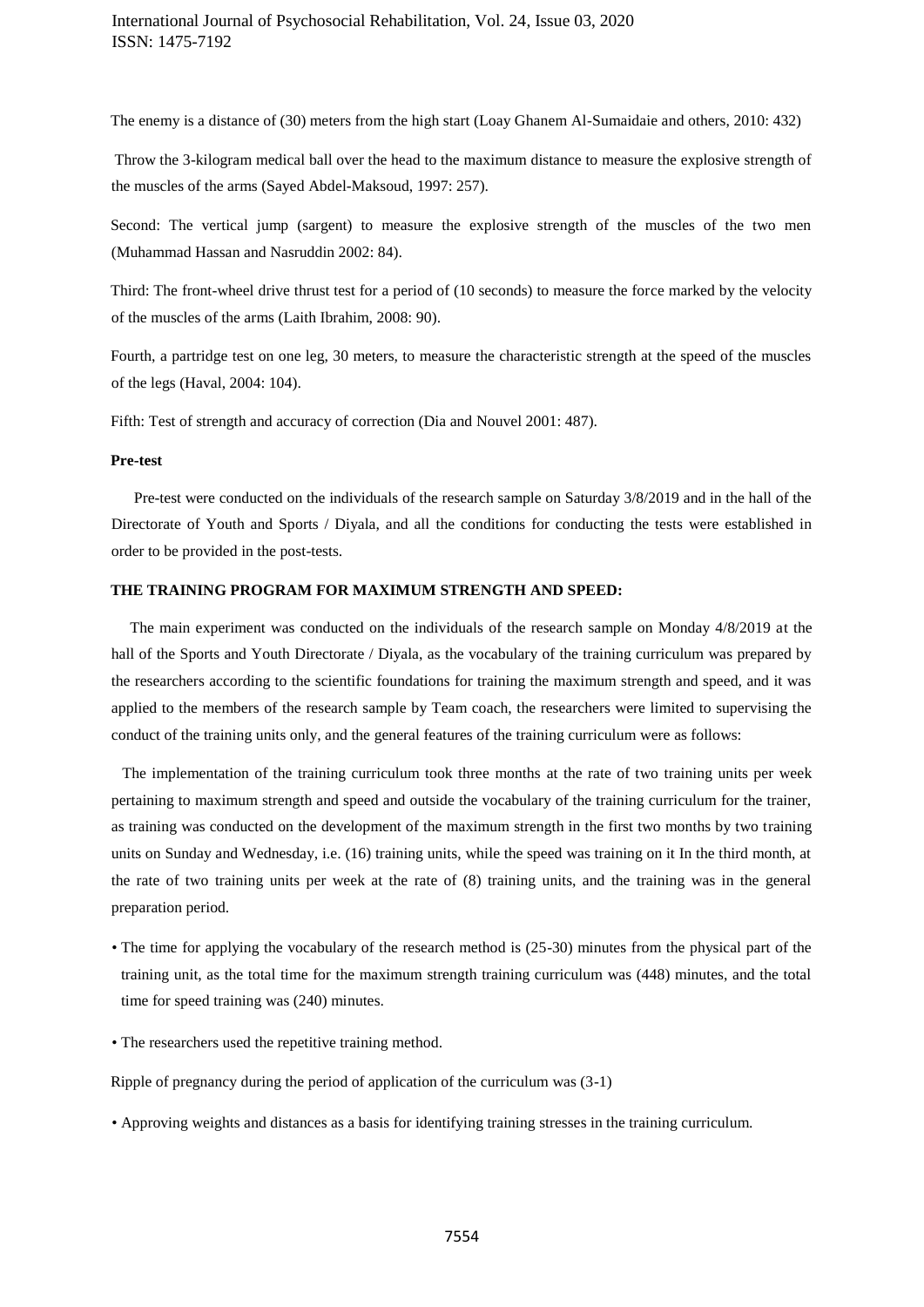The enemy is a distance of (30) meters from the high start (Loay Ghanem Al-Sumaidaie and others, 2010: 432)

Throw the 3-kilogram medical ball over the head to the maximum distance to measure the explosive strength of the muscles of the arms (Sayed Abdel-Maksoud, 1997: 257).

Second: The vertical jump (sargent) to measure the explosive strength of the muscles of the two men (Muhammad Hassan and Nasruddin 2002: 84).

Third: The front-wheel drive thrust test for a period of (10 seconds) to measure the force marked by the velocity of the muscles of the arms (Laith Ibrahim, 2008: 90).

Fourth, a partridge test on one leg, 30 meters, to measure the characteristic strength at the speed of the muscles of the legs (Haval, 2004: 104).

Fifth: Test of strength and accuracy of correction (Dia and Nouvel 2001: 487).

**Pre-test**

Pre-test were conducted on the individuals of the research sample on Saturday 3/8/2019 and in the hall of the Directorate of Youth and Sports / Diyala, and all the conditions for conducting the tests were established in order to be provided in the post-tests.

**THE TRAINING PROGRAM FOR MAXIMUM STRENGTH AND SPEED:**

The main experiment was conducted on the individuals of the research sample on Monday 4/8/2019 at the hall of the Sports and Youth Directorate / Diyala, as the vocabulary of the training curriculum was prepared by the researchers according to the scientific foundations for training the maximum strength and speed, and it was applied to the members of the research sample by Team coach, the researchers were limited to supervising the conduct of the training units only, and the general features of the training curriculum were as follows:

The implementation of the training curriculum took three months at the rate of two training units per week pertaining to maximum strength and speed and outside the vocabulary of the training curriculum for the trainer, as training was conducted on the development of the maximum strength in the first two months by two training units on Sunday and Wednesday, i.e. (16) training units, while the speed was training on it In the third month, at the rate of two training units per week at the rate of (8) training units, and the training was in the general preparation period.

- The time for applying the vocabulary of the research method is (25-30) minutes from the physical part of the training unit, as the total time for the maximum strength training curriculum was (448) minutes, and the total time for speed training was (240) minutes.
- The researchers used the repetitive training method.

Ripple of pregnancy during the period of application of the curriculum was (3-1)

- Approving weights and distances as a basis for identifying training stresses in the training curriculum.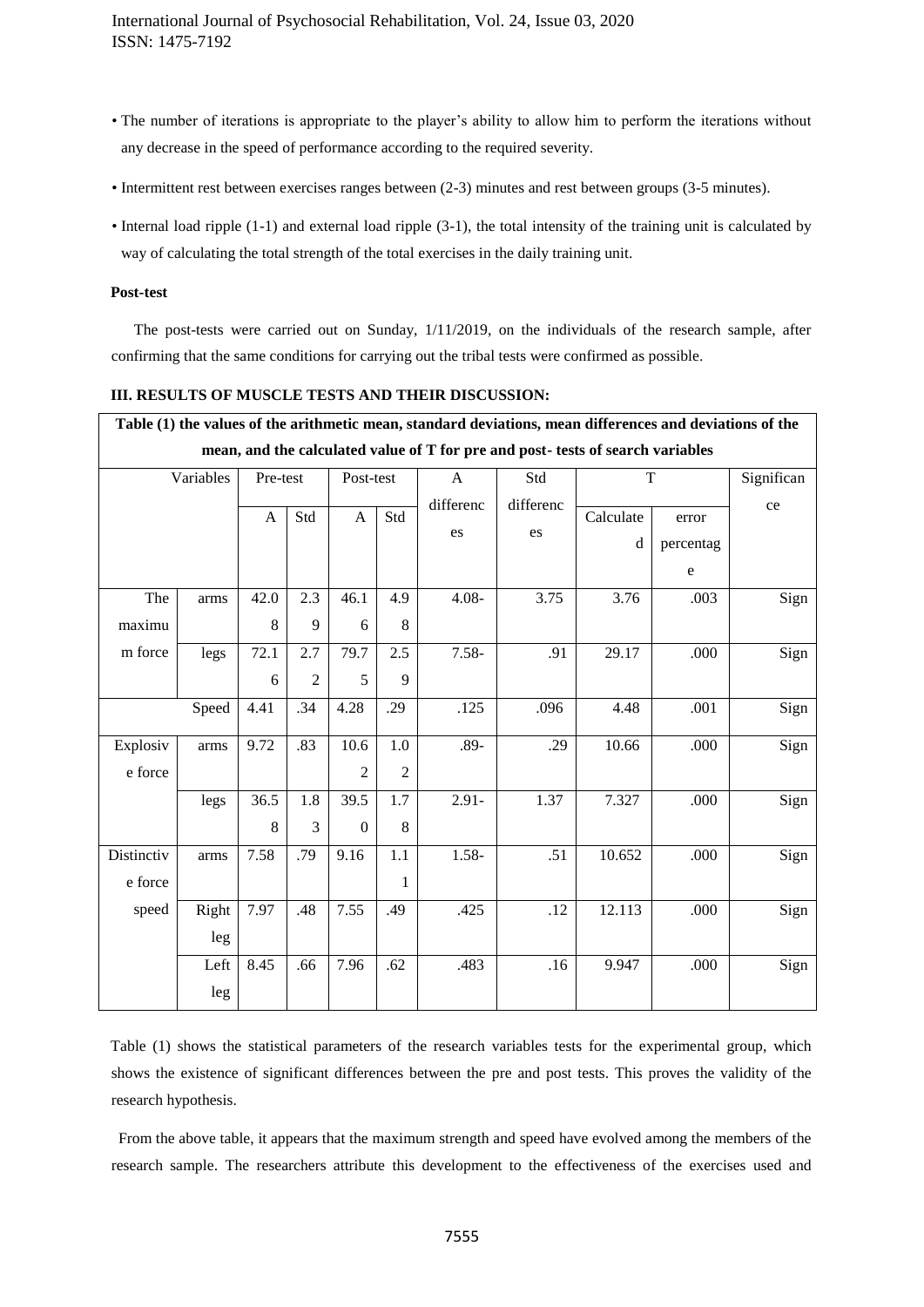- The number of iterations is appropriate to the player's ability to allow him to perform the iterations without any decrease in the speed of performance according to the required severity.
- Intermittent rest between exercises ranges between (2-3) minutes and rest between groups (3-5 minutes).
- Internal load ripple (1-1) and external load ripple (3-1), the total intensity of the training unit is calculated by way of calculating the total strength of the total exercises in the daily training unit.

**Post-test**

The post-tests were carried out on Sunday, 1/11/2019, on the individuals of the research sample, after confirming that the same conditions for carrying out the tribal tests were confirmed as possible.

### III. RESULTS OF MUSCLE TESTS AND THEIR DISCUSSION:

**Table (1) the values of the arithmetic mean, standard deviations, mean differences and deviations of the mean, and the calculated value of T for pre and post- tests of search variables**

| Variables | | Pre-test | | Post-test | | A differences | Std differences | T | | Significance |
|---|---|---|---|---|---|---|---|---|---|---|
| | | A | Std | A | Std | | | Calculated | error percentage | |
| The maximum force | arms | 42.08 | 2.39 | 46.16 | 4.98 | 4.08- | 3.75 | 3.76 | .003 | Sign |
| | legs | 72.16 | 2.72 | 79.75 | 2.59 | 7.58- | .91 | 29.17 | .000 | Sign |
| Speed | | 4.41 | .34 | 4.28 | .29 | .125 | .096 | 4.48 | .001 | Sign |
| Explosive force | arms | 9.72 | .83 | 10.62 | 1.02 | .89- | .29 | 10.66 | .000 | Sign |
| | legs | 36.58 | 1.83 | 39.50 | 1.78 | 2.91- | 1.37 | 7.327 | .000 | Sign |
| Distinctive force speed | arms | 7.58 | .79 | 9.16 | 1.11 | 1.58- | .51 | 10.652 | .000 | Sign |
| | Right leg | 7.97 | .48 | 7.55 | .49 | .425 | .12 | 12.113 | .000 | Sign |
| | Left leg | 8.45 | .66 | 7.96 | .62 | .483 | .16 | 9.947 | .000 | Sign |

Table (1) shows the statistical parameters of the research variables tests for the experimental group, which shows the existence of significant differences between the pre and post tests. This proves the validity of the research hypothesis.

From the above table, it appears that the maximum strength and speed have evolved among the members of the research sample. The researchers attribute this development to the effectiveness of the exercises used and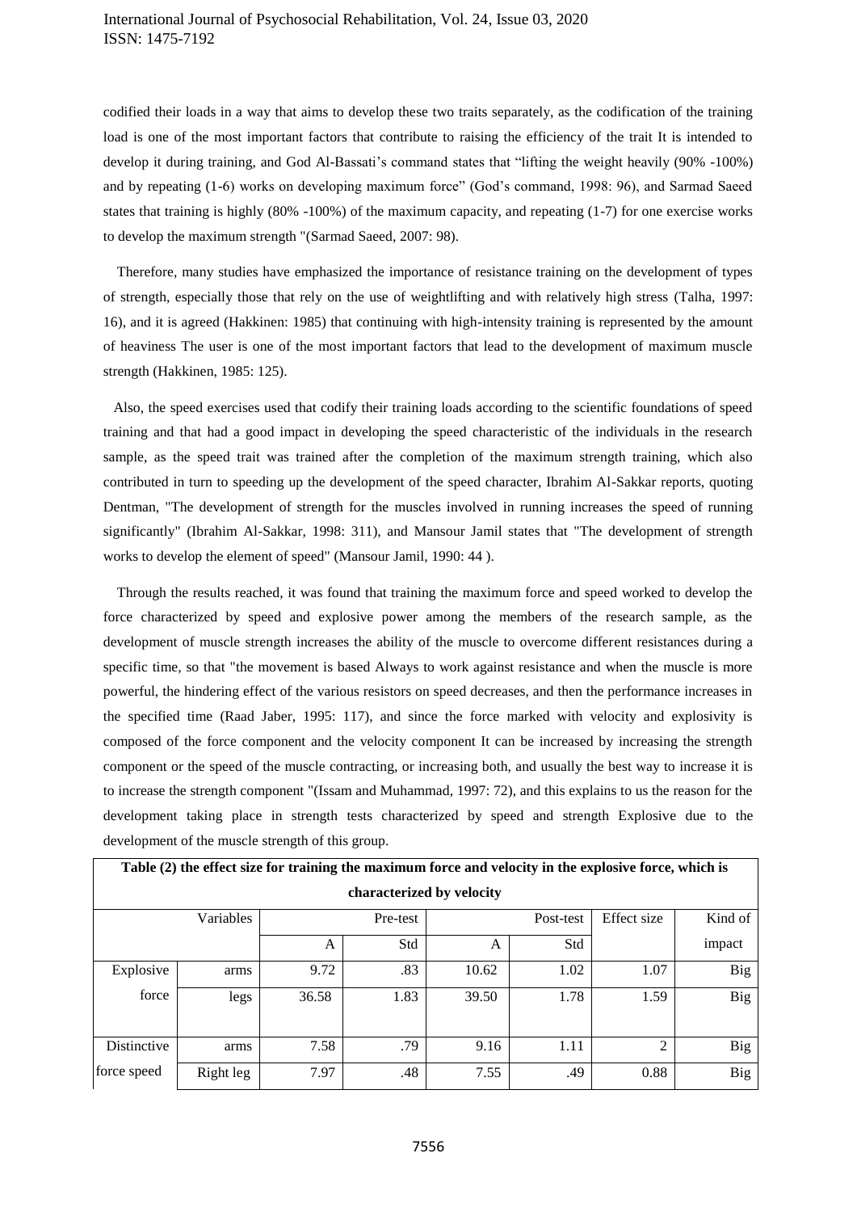codified their loads in a way that aims to develop these two traits separately, as the codification of the training load is one of the most important factors that contribute to raising the efficiency of the trait It is intended to develop it during training, and God Al-Bassati's command states that "lifting the weight heavily (90% -100%) and by repeating (1-6) works on developing maximum force" (God's command, 1998: 96), and Sarmad Saeed states that training is highly (80% -100%) of the maximum capacity, and repeating (1-7) for one exercise works to develop the maximum strength "(Sarmad Saeed, 2007: 98).

Therefore, many studies have emphasized the importance of resistance training on the development of types of strength, especially those that rely on the use of weightlifting and with relatively high stress (Talha, 1997: 16), and it is agreed (Hakkinen: 1985) that continuing with high-intensity training is represented by the amount of heaviness The user is one of the most important factors that lead to the development of maximum muscle strength (Hakkinen, 1985: 125).

Also, the speed exercises used that codify their training loads according to the scientific foundations of speed training and that had a good impact in developing the speed characteristic of the individuals in the research sample, as the speed trait was trained after the completion of the maximum strength training, which also contributed in turn to speeding up the development of the speed character, Ibrahim Al-Sakkar reports, quoting Dentman, "The development of strength for the muscles involved in running increases the speed of running significantly" (Ibrahim Al-Sakkar, 1998: 311), and Mansour Jamil states that "The development of strength works to develop the element of speed" (Mansour Jamil, 1990: 44 ).

Through the results reached, it was found that training the maximum force and speed worked to develop the force characterized by speed and explosive power among the members of the research sample, as the development of muscle strength increases the ability of the muscle to overcome different resistances during a specific time, so that "the movement is based Always to work against resistance and when the muscle is more powerful, the hindering effect of the various resistors on speed decreases, and then the performance increases in the specified time (Raad Jaber, 1995: 117), and since the force marked with velocity and explosivity is composed of the force component and the velocity component It can be increased by increasing the strength component or the speed of the muscle contracting, or increasing both, and usually the best way to increase it is to increase the strength component "(Issam and Muhammad, 1997: 72), and this explains to us the reason for the development taking place in strength tests characterized by speed and strength Explosive due to the development of the muscle strength of this group.

**Table (2) the effect size for training the maximum force and velocity in the explosive force, which is characterized by velocity**

| Variables | | Pre-test | | Post-test | | Effect size | Kind of impact |
|---|---|---|---|---|---|---|---|
| | | A | Std | A | Std | | |
| Explosive force | arms | 9.72 | .83 | 10.62 | 1.02 | 1.07 | Big |
| | legs | 36.58 | 1.83 | 39.50 | 1.78 | 1.59 | Big |
| Distinctive force speed | arms | 7.58 | .79 | 9.16 | 1.11 | 2 | Big |
| | Right leg | 7.97 | .48 | 7.55 | .49 | 0.88 | Big |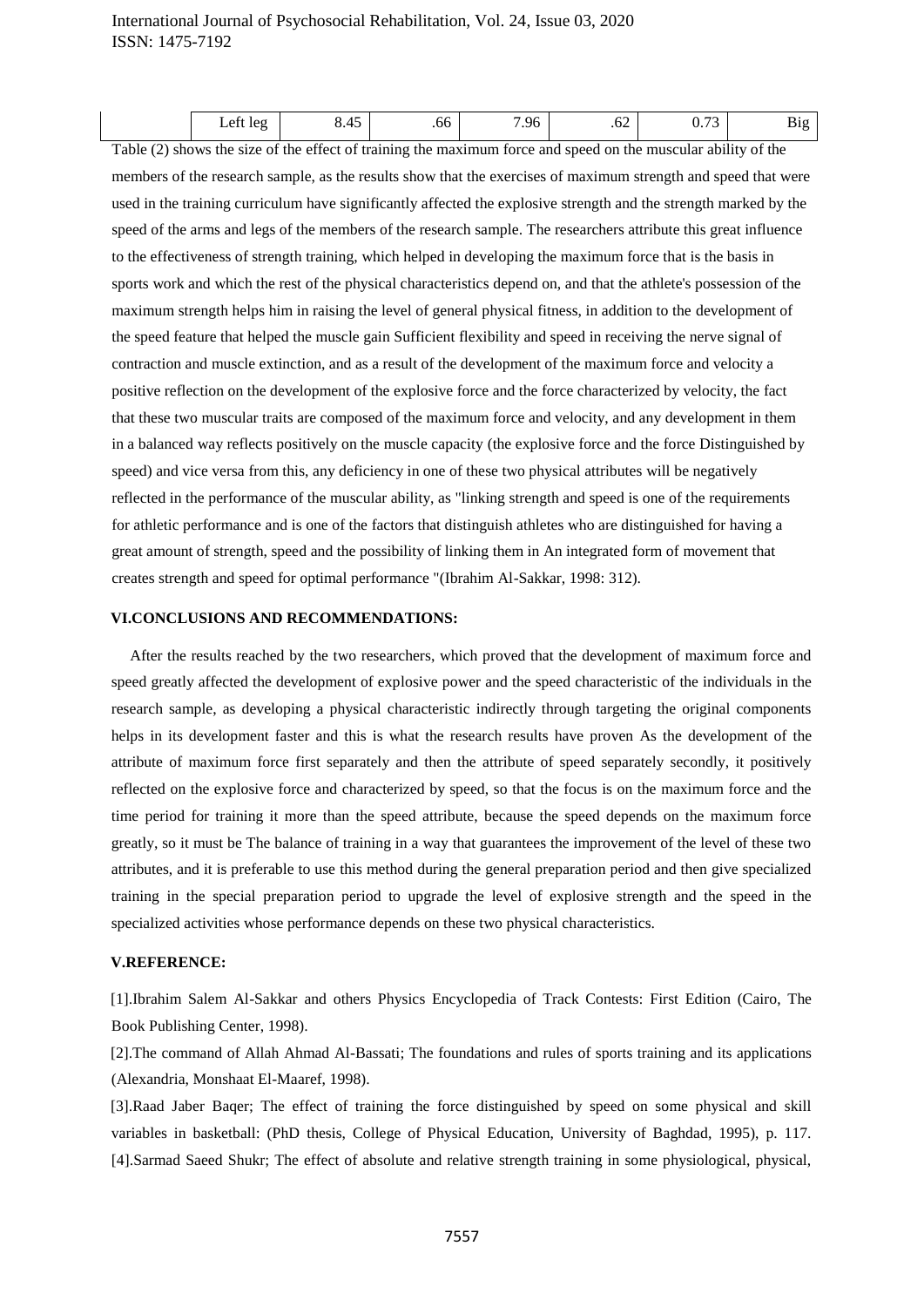| | Left leg | 8.45 | .66 | 7.96 | .62 | 0.73 | Big |
|---|---|---|---|---|---|---|---|

Table (2) shows the size of the effect of training the maximum force and speed on the muscular ability of the members of the research sample, as the results show that the exercises of maximum strength and speed that were used in the training curriculum have significantly affected the explosive strength and the strength marked by the speed of the arms and legs of the members of the research sample. The researchers attribute this great influence to the effectiveness of strength training, which helped in developing the maximum force that is the basis in sports work and which the rest of the physical characteristics depend on, and that the athlete's possession of the maximum strength helps him in raising the level of general physical fitness, in addition to the development of the speed feature that helped the muscle gain Sufficient flexibility and speed in receiving the nerve signal of contraction and muscle extinction, and as a result of the development of the maximum force and velocity a positive reflection on the development of the explosive force and the force characterized by velocity, the fact that these two muscular traits are composed of the maximum force and velocity, and any development in them in a balanced way reflects positively on the muscle capacity (the explosive force and the force Distinguished by speed) and vice versa from this, any deficiency in one of these two physical attributes will be negatively reflected in the performance of the muscular ability, as "linking strength and speed is one of the requirements for athletic performance and is one of the factors that distinguish athletes who are distinguished for having a great amount of strength, speed and the possibility of linking them in An integrated form of movement that creates strength and speed for optimal performance "(Ibrahim Al-Sakkar, 1998: 312).

## VI.CONCLUSIONS AND RECOMMENDATIONS:

After the results reached by the two researchers, which proved that the development of maximum force and speed greatly affected the development of explosive power and the speed characteristic of the individuals in the research sample, as developing a physical characteristic indirectly through targeting the original components helps in its development faster and this is what the research results have proven As the development of the attribute of maximum force first separately and then the attribute of speed separately secondly, it positively reflected on the explosive force and characterized by speed, so that the focus is on the maximum force and the time period for training it more than the speed attribute, because the speed depends on the maximum force greatly, so it must be The balance of training in a way that guarantees the improvement of the level of these two attributes, and it is preferable to use this method during the general preparation period and then give specialized training in the special preparation period to upgrade the level of explosive strength and the speed in the specialized activities whose performance depends on these two physical characteristics.

## V.REFERENCE:

[1].Ibrahim Salem Al-Sakkar and others Physics Encyclopedia of Track Contests: First Edition (Cairo, The Book Publishing Center, 1998).

[2].The command of Allah Ahmad Al-Bassati; The foundations and rules of sports training and its applications (Alexandria, Monshaat El-Maaref, 1998).

[3].Raad Jaber Baqer; The effect of training the force distinguished by speed on some physical and skill variables in basketball: (PhD thesis, College of Physical Education, University of Baghdad, 1995), p. 117.

[4].Sarmad Saeed Shukr; The effect of absolute and relative strength training in some physiological, physical,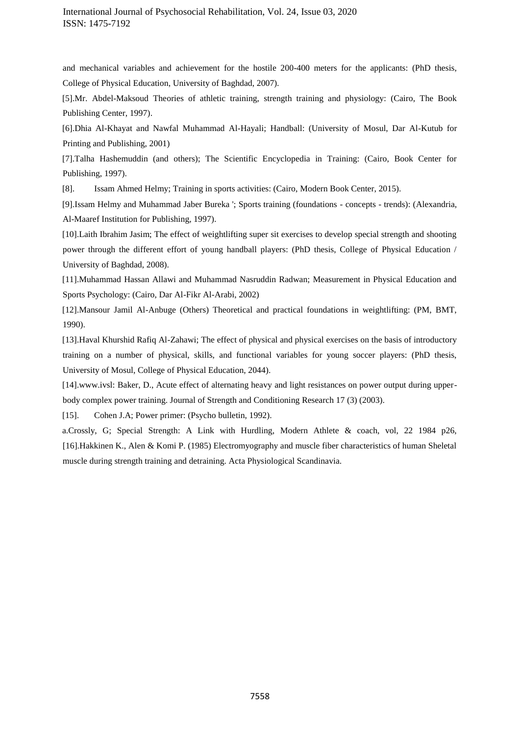and mechanical variables and achievement for the hostile 200-400 meters for the applicants: (PhD thesis, College of Physical Education, University of Baghdad, 2007).

[5].Mr. Abdel-Maksoud Theories of athletic training, strength training and physiology: (Cairo, The Book Publishing Center, 1997).

[6].Dhia Al-Khayat and Nawfal Muhammad Al-Hayali; Handball: (University of Mosul, Dar Al-Kutub for Printing and Publishing, 2001)

[7].Talha Hashemuddin (and others); The Scientific Encyclopedia in Training: (Cairo, Book Center for Publishing, 1997).

[8]. Issam Ahmed Helmy; Training in sports activities: (Cairo, Modern Book Center, 2015).

[9].Issam Helmy and Muhammad Jaber Bureka '; Sports training (foundations - concepts - trends): (Alexandria, Al-Maaref Institution for Publishing, 1997).

[10].Laith Ibrahim Jasim; The effect of weightlifting super sit exercises to develop special strength and shooting power through the different effort of young handball players: (PhD thesis, College of Physical Education / University of Baghdad, 2008).

[11].Muhammad Hassan Allawi and Muhammad Nasruddin Radwan; Measurement in Physical Education and Sports Psychology: (Cairo, Dar Al-Fikr Al-Arabi, 2002)

[12].Mansour Jamil Al-Anbuge (Others) Theoretical and practical foundations in weightlifting: (PM, BMT, 1990).

[13].Haval Khurshid Rafiq Al-Zahawi; The effect of physical and physical exercises on the basis of introductory training on a number of physical, skills, and functional variables for young soccer players: (PhD thesis, University of Mosul, College of Physical Education, 2044).

[14].www.ivsl: Baker, D., Acute effect of alternating heavy and light resistances on power output during upper-body complex power training. Journal of Strength and Conditioning Research 17 (3) (2003).

[15]. Cohen J.A; Power primer: (Psycho bulletin, 1992).

a.Crossly, G; Special Strength: A Link with Hurdling, Modern Athlete & coach, vol, 22 1984 p26,

[16].Hakkinen K., Alen & Komi P. (1985) Electromyography and muscle fiber characteristics of human Sheletal muscle during strength training and detraining. Acta Physiological Scandinavia.